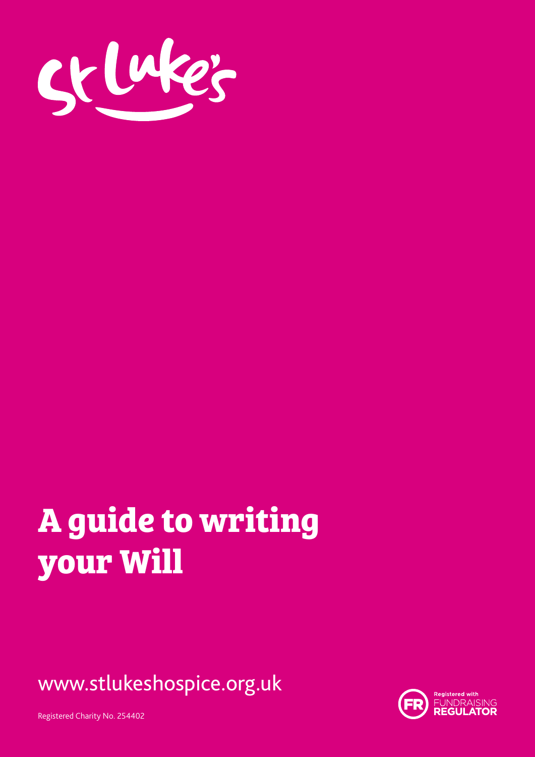St Luke's

# A guide to writing your Will

www.stlukeshospice.org.uk

Registered Charity No. 254402

Registered with FUNDRAISING REGULATOR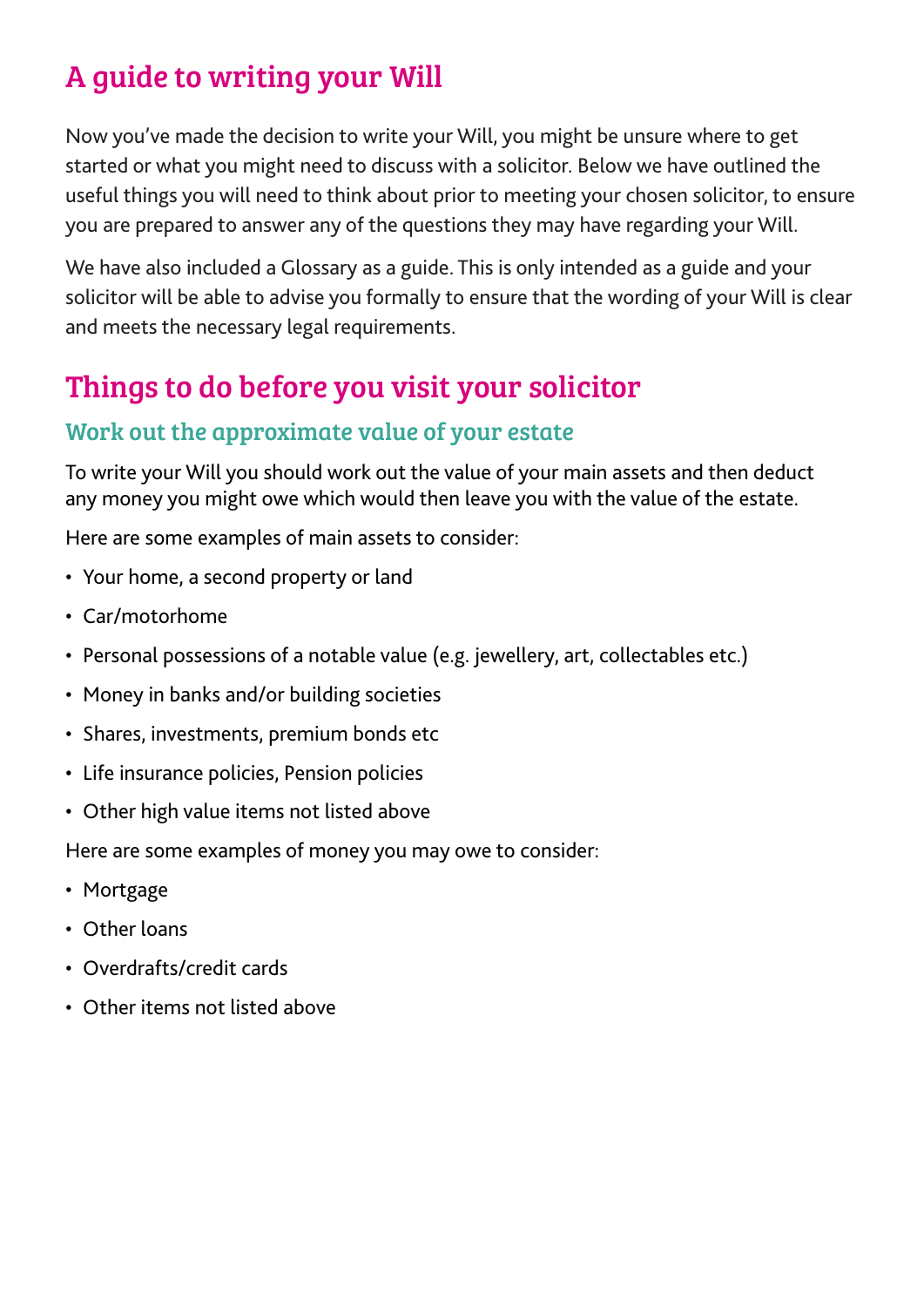# A guide to writing your Will

Now you've made the decision to write your Will, you might be unsure where to get started or what you might need to discuss with a solicitor. Below we have outlined the useful things you will need to think about prior to meeting your chosen solicitor, to ensure you are prepared to answer any of the questions they may have regarding your Will.

We have also included a Glossary as a guide. This is only intended as a guide and your solicitor will be able to advise you formally to ensure that the wording of your Will is clear and meets the necessary legal requirements.

## Things to do before you visit your solicitor

### Work out the approximate value of your estate

To write your Will you should work out the value of your main assets and then deduct any money you might owe which would then leave you with the value of the estate.

Here are some examples of main assets to consider:

- Your home, a second property or land
- Car/motorhome
- Personal possessions of a notable value (e.g. jewellery, art, collectables etc.)
- Money in banks and/or building societies
- Shares, investments, premium bonds etc
- Life insurance policies, Pension policies
- Other high value items not listed above

Here are some examples of money you may owe to consider:

- Mortgage
- Other loans
- Overdrafts/credit cards
- Other items not listed above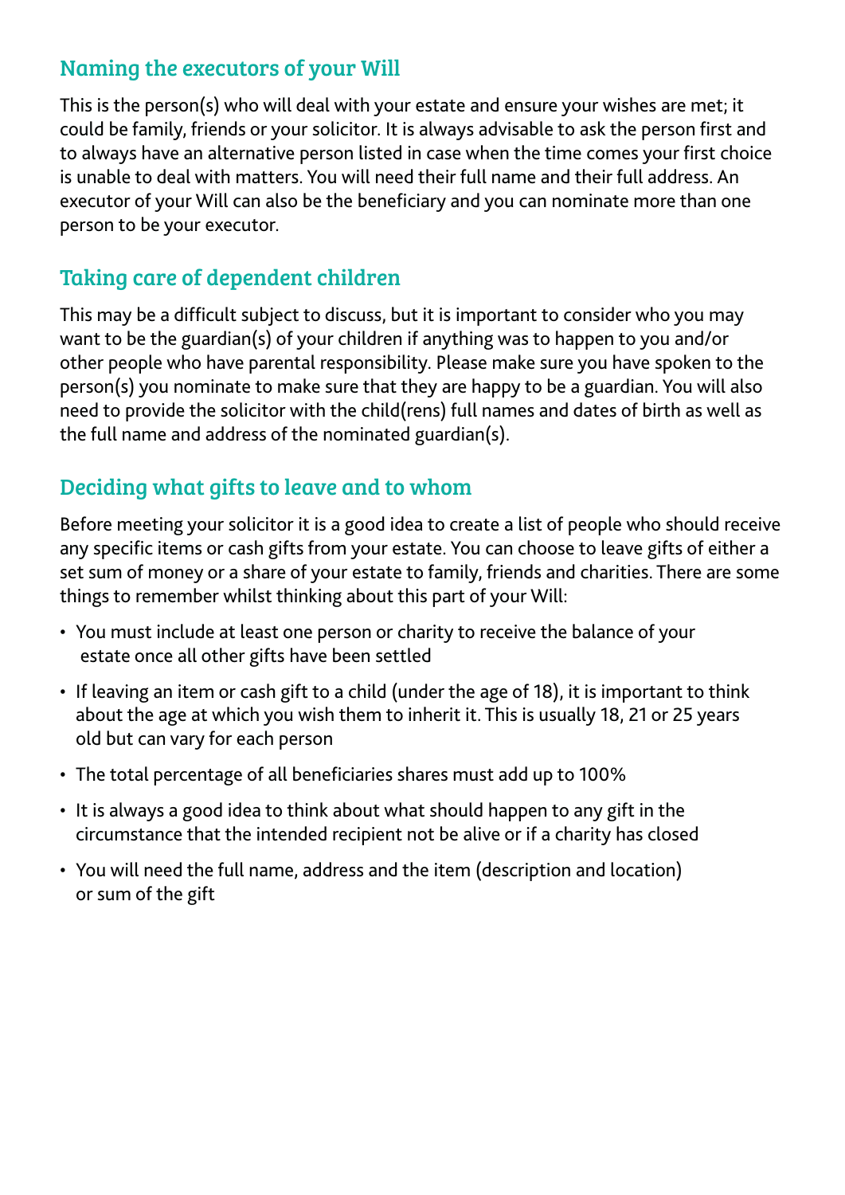## Naming the executors of your Will

This is the person(s) who will deal with your estate and ensure your wishes are met; it could be family, friends or your solicitor. It is always advisable to ask the person first and to always have an alternative person listed in case when the time comes your first choice is unable to deal with matters. You will need their full name and their full address. An executor of your Will can also be the beneficiary and you can nominate more than one person to be your executor.

## Taking care of dependent children

This may be a difficult subject to discuss, but it is important to consider who you may want to be the guardian(s) of your children if anything was to happen to you and/or other people who have parental responsibility. Please make sure you have spoken to the person(s) you nominate to make sure that they are happy to be a guardian. You will also need to provide the solicitor with the child(rens) full names and dates of birth as well as the full name and address of the nominated guardian(s).

## Deciding what gifts to leave and to whom

Before meeting your solicitor it is a good idea to create a list of people who should receive any specific items or cash gifts from your estate. You can choose to leave gifts of either a set sum of money or a share of your estate to family, friends and charities. There are some things to remember whilst thinking about this part of your Will:

- You must include at least one person or charity to receive the balance of your estate once all other gifts have been settled
- If leaving an item or cash gift to a child (under the age of 18), it is important to think about the age at which you wish them to inherit it. This is usually 18, 21 or 25 years old but can vary for each person
- The total percentage of all beneficiaries shares must add up to 100%
- It is always a good idea to think about what should happen to any gift in the circumstance that the intended recipient not be alive or if a charity has closed
- You will need the full name, address and the item (description and location) or sum of the gift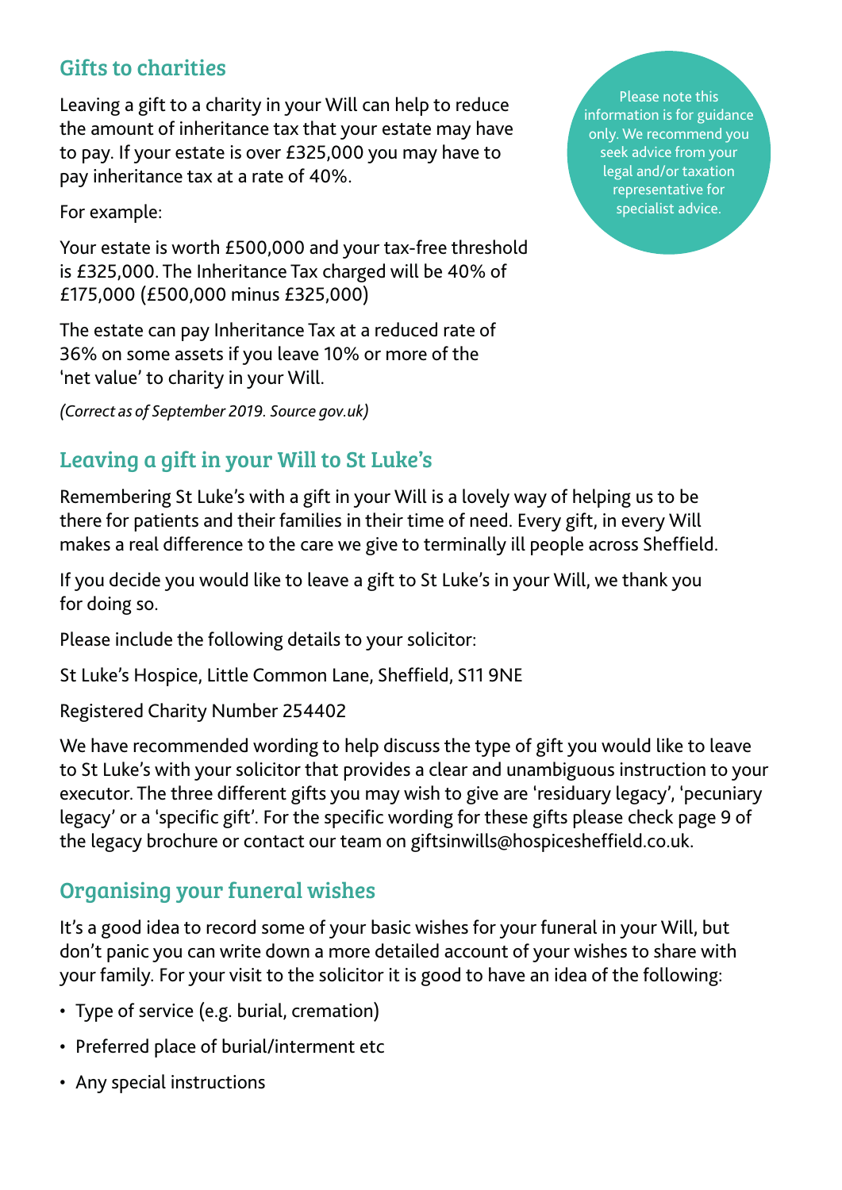## Gifts to charities

Leaving a gift to a charity in your Will can help to reduce the amount of inheritance tax that your estate may have to pay. If your estate is over £325,000 you may have to pay inheritance tax at a rate of 40%.

Please note this information is for guidance only. We recommend you seek advice from your legal and/or taxation representative for specialist advice.

For example:

Your estate is worth £500,000 and your tax-free threshold is £325,000. The Inheritance Tax charged will be 40% of £175,000 (£500,000 minus £325,000)

The estate can pay Inheritance Tax at a reduced rate of 36% on some assets if you leave 10% or more of the 'net value' to charity in your Will.

*(Correct as of September 2019. Source gov.uk)*

## Leaving a gift in your Will to St Luke's

Remembering St Luke's with a gift in your Will is a lovely way of helping us to be there for patients and their families in their time of need. Every gift, in every Will makes a real difference to the care we give to terminally ill people across Sheffield.

If you decide you would like to leave a gift to St Luke's in your Will, we thank you for doing so.

Please include the following details to your solicitor:

St Luke's Hospice, Little Common Lane, Sheffield, S11 9NE

Registered Charity Number 254402

We have recommended wording to help discuss the type of gift you would like to leave to St Luke's with your solicitor that provides a clear and unambiguous instruction to your executor. The three different gifts you may wish to give are 'residuary legacy', 'pecuniary legacy' or a 'specific gift'. For the specific wording for these gifts please check page 9 of the legacy brochure or contact our team on giftsinwills@hospicesheffield.co.uk.

## Organising your funeral wishes

It's a good idea to record some of your basic wishes for your funeral in your Will, but don't panic you can write down a more detailed account of your wishes to share with your family. For your visit to the solicitor it is good to have an idea of the following:

- Type of service (e.g. burial, cremation)
- Preferred place of burial/interment etc
- Any special instructions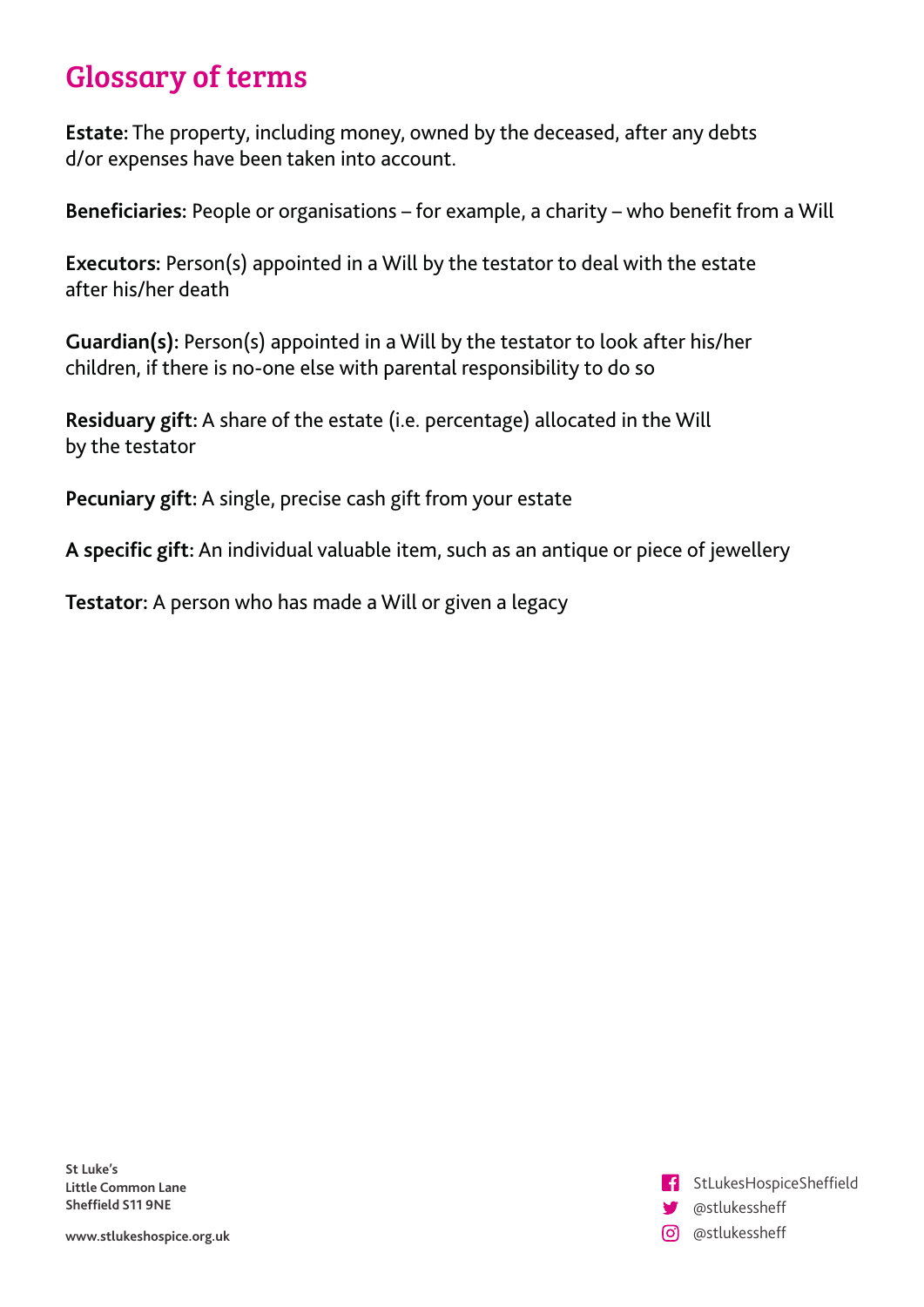## Glossary of terms

**Estate:** The property, including money, owned by the deceased, after any debts d/or expenses have been taken into account.

**Beneficiaries:** People or organisations – for example, a charity – who benefit from a Will

**Executors:** Person(s) appointed in a Will by the testator to deal with the estate after his/her death

**Guardian(s):** Person(s) appointed in a Will by the testator to look after his/her children, if there is no-one else with parental responsibility to do so

**Residuary gift:** A share of the estate (i.e. percentage) allocated in the Will by the testator

**Pecuniary gift:** A single, precise cash gift from your estate

**A specific gift:** An individual valuable item, such as an antique or piece of jewellery

**Testator:** A person who has made a Will or given a legacy

**St Luke's**
**Little Common Lane**
**Sheffield S11 9NE**

**www.stlukeshospice.org.uk**

StLukesHospiceSheffield
@stlukessheff
@stlukessheff